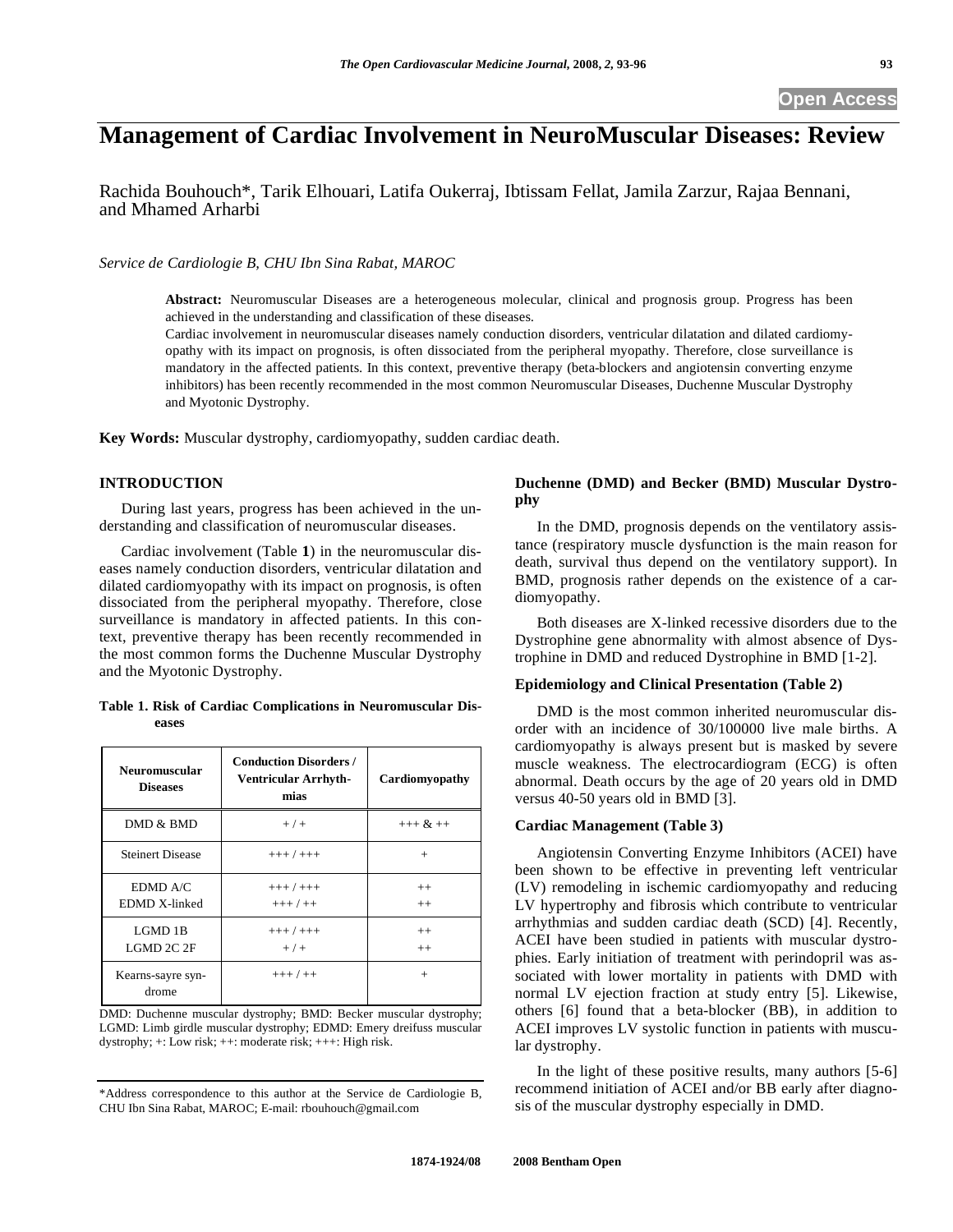# Management of Cardiac Involvement in NeuroMuscular Diseases: Review

Rachida Bouhouch*, Tarik Elhouari, Latifa Oukerraj, Ibtissam Fellat, Jamila Zarzur, Rajaa Bennani, and Mhamed Arharbi

*Service de Cardiologie B, CHU Ibn Sina Rabat, MAROC*

**Abstract:** Neuromuscular Diseases are a heterogeneous molecular, clinical and prognosis group. Progress has been achieved in the understanding and classification of these diseases.

Cardiac involvement in neuromuscular diseases namely conduction disorders, ventricular dilatation and dilated cardiomyopathy with its impact on prognosis, is often dissociated from the peripheral myopathy. Therefore, close surveillance is mandatory in the affected patients. In this context, preventive therapy (beta-blockers and angiotensin converting enzyme inhibitors) has been recently recommended in the most common Neuromuscular Diseases, Duchenne Muscular Dystrophy and Myotonic Dystrophy.

**Key Words:** Muscular dystrophy, cardiomyopathy, sudden cardiac death.

## INTRODUCTION

During last years, progress has been achieved in the understanding and classification of neuromuscular diseases.

Cardiac involvement (Table **1**) in the neuromuscular diseases namely conduction disorders, ventricular dilatation and dilated cardiomyopathy with its impact on prognosis, is often dissociated from the peripheral myopathy. Therefore, close surveillance is mandatory in affected patients. In this context, preventive therapy has been recently recommended in the most common forms the Duchenne Muscular Dystrophy and the Myotonic Dystrophy.

**Table 1. Risk of Cardiac Complications in Neuromuscular Diseases**

| Neuromuscular Diseases | Conduction Disorders / Ventricular Arrhythmias | Cardiomyopathy |
|---|---|---|
| DMD & BMD | + / + | +++ & ++ |
| Steinert Disease | +++ / +++ | + |
| EDMD A/C<br>EDMD X-linked | +++ / +++<br>+++ / ++ | ++<br>++ |
| LGMD 1B<br>LGMD 2C 2F | +++ / +++<br>+ / + | ++<br>++ |
| Kearns-sayre syndrome | +++ / ++ | + |

DMD: Duchenne muscular dystrophy; BMD: Becker muscular dystrophy; LGMD: Limb girdle muscular dystrophy; EDMD: Emery dreifuss muscular dystrophy; +: Low risk; ++: moderate risk; +++: High risk.

*Address correspondence to this author at the Service de Cardiologie B, CHU Ibn Sina Rabat, MAROC; E-mail: rbouhouch@gmail.com

### Duchenne (DMD) and Becker (BMD) Muscular Dystrophy

In the DMD, prognosis depends on the ventilatory assistance (respiratory muscle dysfunction is the main reason for death, survival thus depend on the ventilatory support). In BMD, prognosis rather depends on the existence of a cardiomyopathy.

Both diseases are X-linked recessive disorders due to the Dystrophine gene abnormality with almost absence of Dystrophine in DMD and reduced Dystrophine in BMD [1-2].

### Epidemiology and Clinical Presentation (Table 2)

DMD is the most common inherited neuromuscular disorder with an incidence of 30/100000 live male births. A cardiomyopathy is always present but is masked by severe muscle weakness. The electrocardiogram (ECG) is often abnormal. Death occurs by the age of 20 years old in DMD versus 40-50 years old in BMD [3].

### Cardiac Management (Table 3)

Angiotensin Converting Enzyme Inhibitors (ACEI) have been shown to be effective in preventing left ventricular (LV) remodeling in ischemic cardiomyopathy and reducing LV hypertrophy and fibrosis which contribute to ventricular arrhythmias and sudden cardiac death (SCD) [4]. Recently, ACEI have been studied in patients with muscular dystrophies. Early initiation of treatment with perindopril was associated with lower mortality in patients with DMD with normal LV ejection fraction at study entry [5]. Likewise, others [6] found that a beta-blocker (BB), in addition to ACEI improves LV systolic function in patients with muscular dystrophy.

In the light of these positive results, many authors [5-6] recommend initiation of ACEI and/or BB early after diagnosis of the muscular dystrophy especially in DMD.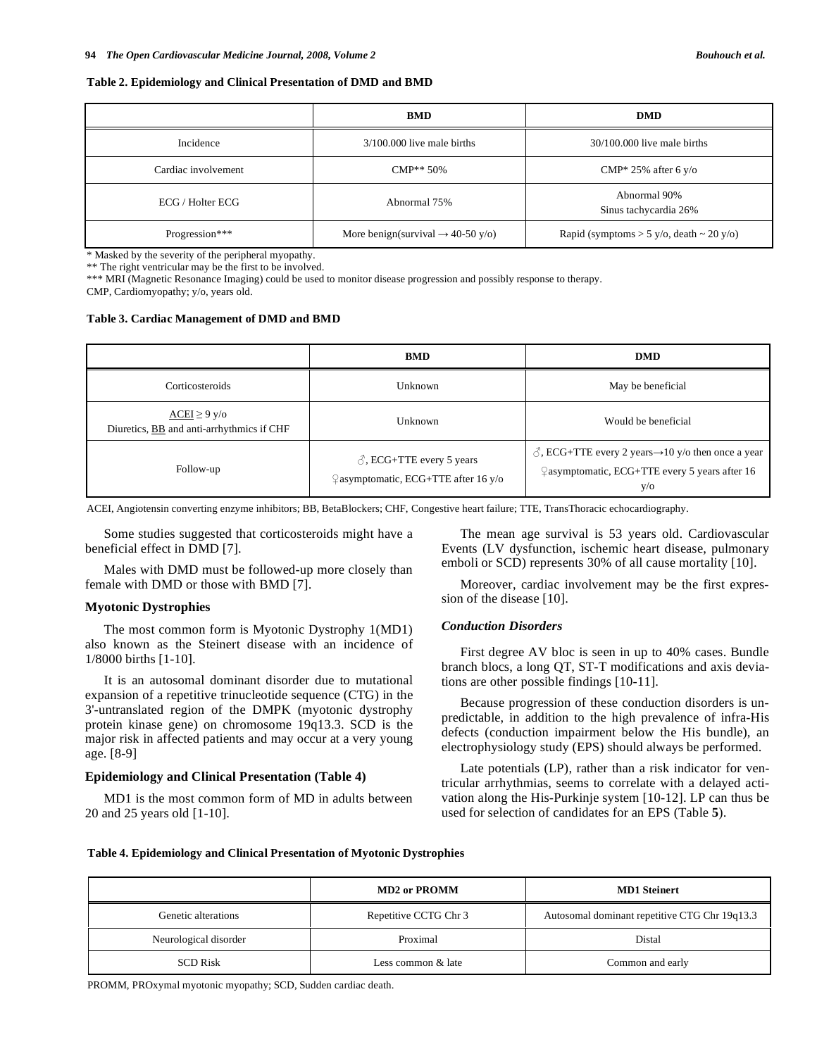**Table 2. Epidemiology and Clinical Presentation of DMD and BMD**

| | BMD | DMD |
|---|---|---|
| Incidence | 3/100.000 live male births | 30/100.000 live male births |
| Cardiac involvement | CMP** 50% | CMP* 25% after 6 y/o |
| ECG / Holter ECG | Abnormal 75% | Abnormal 90%<br>Sinus tachycardia 26% |
| Progression*** | More benign(survival → 40-50 y/o) | Rapid (symptoms > 5 y/o, death ~ 20 y/o) |

\* Masked by the severity of the peripheral myopathy.
** The right ventricular may be the first to be involved.
*** MRI (Magnetic Resonance Imaging) could be used to monitor disease progression and possibly response to therapy.
CMP, Cardiomyopathy; y/o, years old.

**Table 3. Cardiac Management of DMD and BMD**

| | BMD | DMD |
|---|---|---|
| Corticosteroids | Unknown | May be beneficial |
| <u>ACEI</u> ≥ 9 y/o<br>Diuretics, <u>BB</u> and anti-arrhythmics if CHF | Unknown | Would be beneficial |
| Follow-up | ♂, ECG+TTE every 5 years<br>♀asymptomatic, ECG+TTE after 16 y/o | ♂, ECG+TTE every 2 years→10 y/o then once a year<br>♀asymptomatic, ECG+TTE every 5 years after 16 y/o |

ACEI, Angiotensin converting enzyme inhibitors; BB, BetaBlockers; CHF, Congestive heart failure; TTE, TransThoracic echocardiography.

Some studies suggested that corticosteroids might have a beneficial effect in DMD [7].

Males with DMD must be followed-up more closely than female with DMD or those with BMD [7].

### Myotonic Dystrophies

The most common form is Myotonic Dystrophy 1(MD1) also known as the Steinert disease with an incidence of 1/8000 births [1-10].

It is an autosomal dominant disorder due to mutational expansion of a repetitive trinucleotide sequence (CTG) in the 3'-untranslated region of the DMPK (myotonic dystrophy protein kinase gene) on chromosome 19q13.3. SCD is the major risk in affected patients and may occur at a very young age. [8-9]

### Epidemiology and Clinical Presentation (Table 4)

MD1 is the most common form of MD in adults between 20 and 25 years old [1-10].

The mean age survival is 53 years old. Cardiovascular Events (LV dysfunction, ischemic heart disease, pulmonary emboli or SCD) represents 30% of all cause mortality [10].

Moreover, cardiac involvement may be the first expression of the disease [10].

#### *Conduction Disorders*

First degree AV bloc is seen in up to 40% cases. Bundle branch blocs, a long QT, ST-T modifications and axis deviations are other possible findings [10-11].

Because progression of these conduction disorders is unpredictable, in addition to the high prevalence of infra-His defects (conduction impairment below the His bundle), an electrophysiology study (EPS) should always be performed.

Late potentials (LP), rather than a risk indicator for ventricular arrhythmias, seems to correlate with a delayed activation along the His-Purkinje system [10-12]. LP can thus be used for selection of candidates for an EPS (Table **5**).

**Table 4. Epidemiology and Clinical Presentation of Myotonic Dystrophies**

| | MD2 or PROMM | MD1 Steinert |
|---|---|---|
| Genetic alterations | Repetitive CCTG Chr 3 | Autosomal dominant repetitive CTG Chr 19q13.3 |
| Neurological disorder | Proximal | Distal |
| SCD Risk | Less common & late | Common and early |

PROMM, PROxymal myotonic myopathy; SCD, Sudden cardiac death.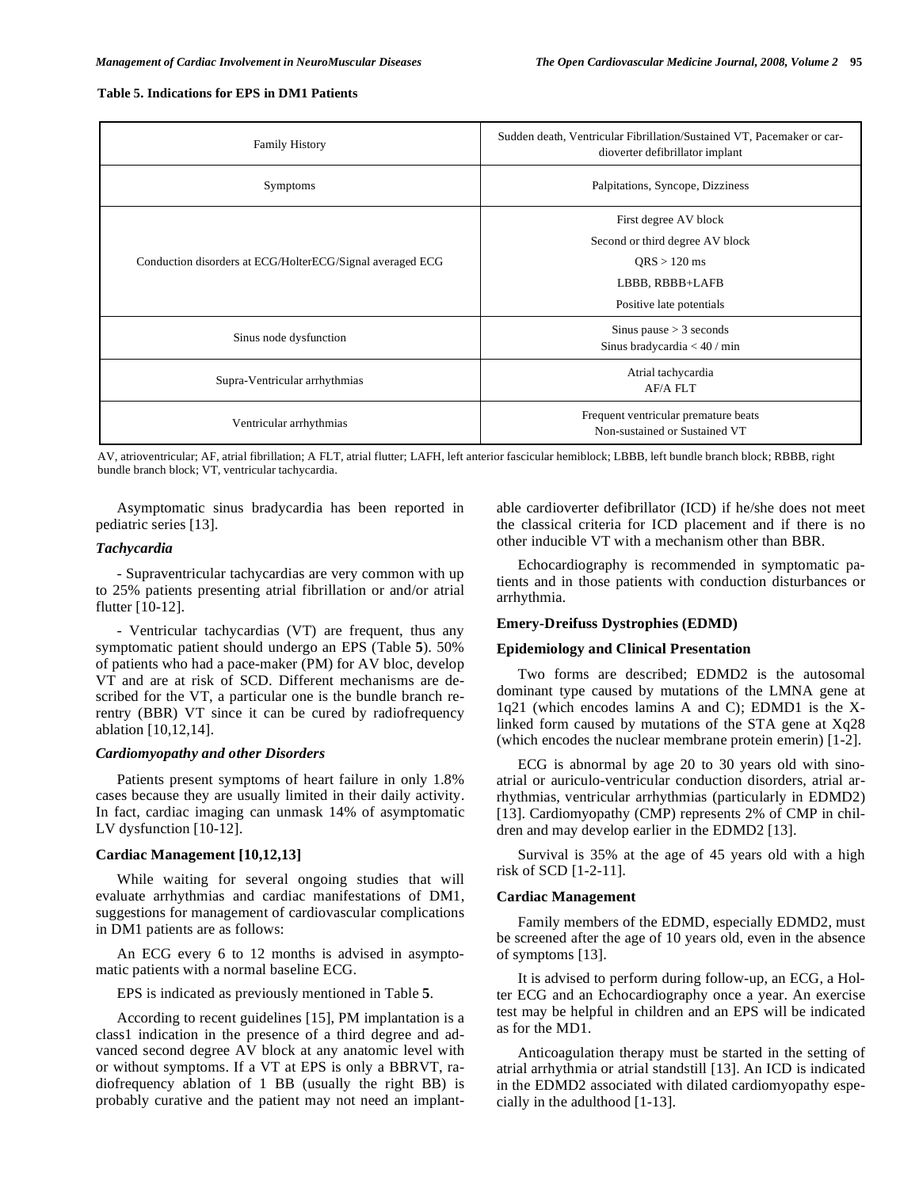**Table 5. Indications for EPS in DM1 Patients**

| | |
|---|---|
| Family History | Sudden death, Ventricular Fibrillation/Sustained VT, Pacemaker or cardioverter defibrillator implant |
| Symptoms | Palpitations, Syncope, Dizziness |
| Conduction disorders at ECG/HolterECG/Signal averaged ECG | First degree AV block<br>Second or third degree AV block<br>QRS > 120 ms<br>LBBB, RBBB+LAFB<br>Positive late potentials |
| Sinus node dysfunction | Sinus pause > 3 seconds<br>Sinus bradycardia < 40 / min |
| Supra-Ventricular arrhythmias | Atrial tachycardia<br>AF/A FLT |
| Ventricular arrhythmias | Frequent ventricular premature beats<br>Non-sustained or Sustained VT |

AV, atrioventricular; AF, atrial fibrillation; A FLT, atrial flutter; LAFH, left anterior fascicular hemiblock; LBBB, left bundle branch block; RBBB, right bundle branch block; VT, ventricular tachycardia.

Asymptomatic sinus bradycardia has been reported in pediatric series [13].

### *Tachycardia*

- Supraventricular tachycardias are very common with up to 25% patients presenting atrial fibrillation or and/or atrial flutter [10-12].

- Ventricular tachycardias (VT) are frequent, thus any symptomatic patient should undergo an EPS (Table **5**). 50% of patients who had a pace-maker (PM) for AV bloc, develop VT and are at risk of SCD. Different mechanisms are described for the VT, a particular one is the bundle branch reentry (BBR) VT since it can be cured by radiofrequency ablation [10,12,14].

### *Cardiomyopathy and other Disorders*

Patients present symptoms of heart failure in only 1.8% cases because they are usually limited in their daily activity. In fact, cardiac imaging can unmask 14% of asymptomatic LV dysfunction [10-12].

### Cardiac Management [10,12,13]

While waiting for several ongoing studies that will evaluate arrhythmias and cardiac manifestations of DM1, suggestions for management of cardiovascular complications in DM1 patients are as follows:

An ECG every 6 to 12 months is advised in asymptomatic patients with a normal baseline ECG.

EPS is indicated as previously mentioned in Table **5**.

According to recent guidelines [15], PM implantation is a class1 indication in the presence of a third degree and advanced second degree AV block at any anatomic level with or without symptoms. If a VT at EPS is only a BBRVT, radiofrequency ablation of 1 BB (usually the right BB) is probably curative and the patient may not need an implantable cardioverter defibrillator (ICD) if he/she does not meet the classical criteria for ICD placement and if there is no other inducible VT with a mechanism other than BBR.

Echocardiography is recommended in symptomatic patients and in those patients with conduction disturbances or arrhythmia.

## Emery-Dreifuss Dystrophies (EDMD)

### Epidemiology and Clinical Presentation

Two forms are described; EDMD2 is the autosomal dominant type caused by mutations of the LMNA gene at 1q21 (which encodes lamins A and C); EDMD1 is the X-linked form caused by mutations of the STA gene at Xq28 (which encodes the nuclear membrane protein emerin) [1-2].

ECG is abnormal by age 20 to 30 years old with sino-atrial or auriculo-ventricular conduction disorders, atrial arrhythmias, ventricular arrhythmias (particularly in EDMD2) [13]. Cardiomyopathy (CMP) represents 2% of CMP in children and may develop earlier in the EDMD2 [13].

Survival is 35% at the age of 45 years old with a high risk of SCD [1-2-11].

### Cardiac Management

Family members of the EDMD, especially EDMD2, must be screened after the age of 10 years old, even in the absence of symptoms [13].

It is advised to perform during follow-up, an ECG, a Holter ECG and an Echocardiography once a year. An exercise test may be helpful in children and an EPS will be indicated as for the MD1.

Anticoagulation therapy must be started in the setting of atrial arrhythmia or atrial standstill [13]. An ICD is indicated in the EDMD2 associated with dilated cardiomyopathy especially in the adulthood [1-13].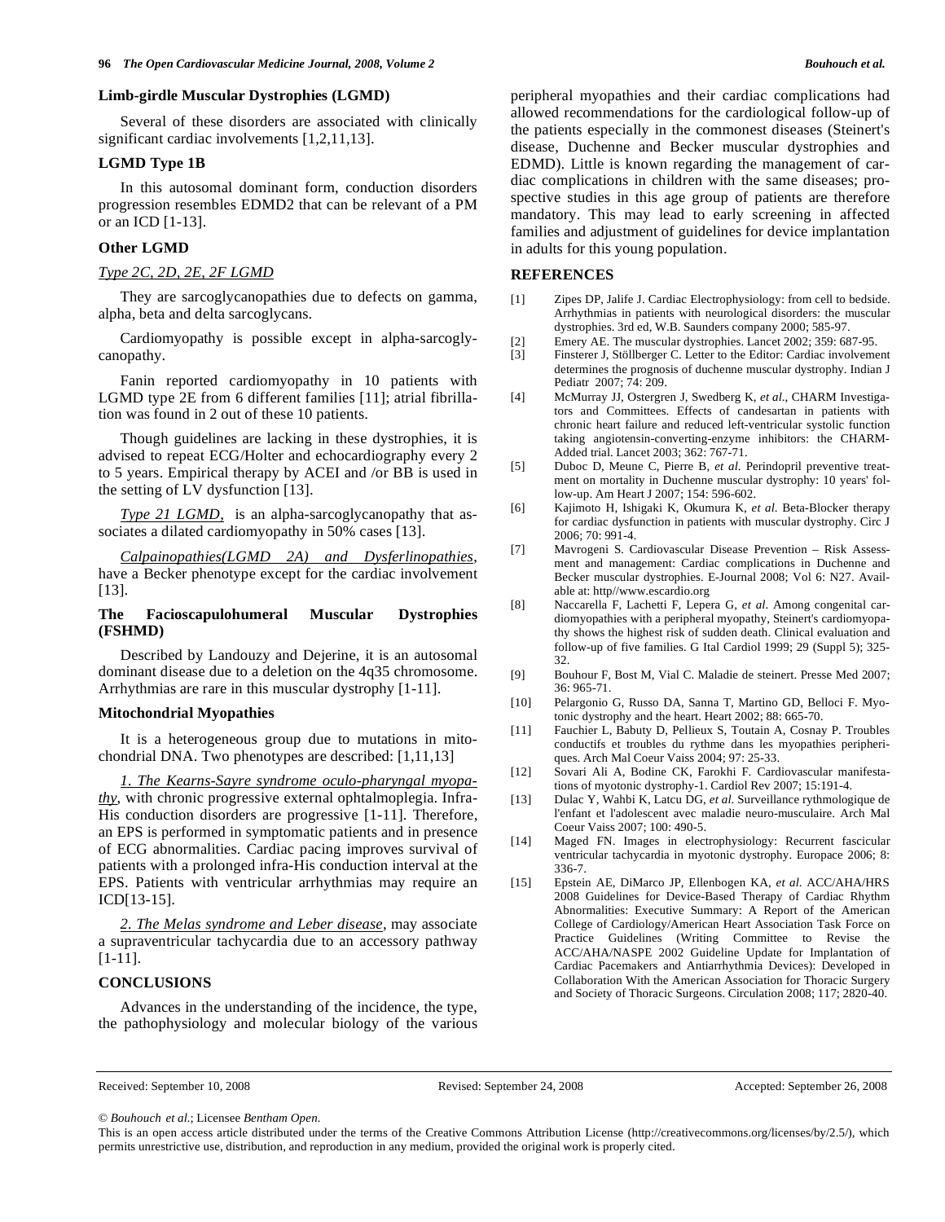### Limb-girdle Muscular Dystrophies (LGMD)

Several of these disorders are associated with clinically significant cardiac involvements [1,2,11,13].

### LGMD Type 1B

In this autosomal dominant form, conduction disorders progression resembles EDMD2 that can be relevant of a PM or an ICD [1-13].

### Other LGMD

*Type 2C, 2D, 2E, 2F LGMD*

They are sarcoglycanopathies due to defects on gamma, alpha, beta and delta sarcoglycans.

Cardiomyopathy is possible except in alpha-sarcoglycanopathy.

Fanin reported cardiomyopathy in 10 patients with LGMD type 2E from 6 different families [11]; atrial fibrillation was found in 2 out of these 10 patients.

Though guidelines are lacking in these dystrophies, it is advised to repeat ECG/Holter and echocardiography every 2 to 5 years. Empirical therapy by ACEI and /or BB is used in the setting of LV dysfunction [13].

*Type 21 LGMD,* is an alpha-sarcoglycanopathy that associates a dilated cardiomyopathy in 50% cases [13].

*Calpainopathies(LGMD 2A) and Dysferlinopathies*, have a Becker phenotype except for the cardiac involvement [13].

### The Facioscapulohumeral Muscular Dystrophies (FSHMD)

Described by Landouzy and Dejerine, it is an autosomal dominant disease due to a deletion on the 4q35 chromosome. Arrhythmias are rare in this muscular dystrophy [1-11].

### Mitochondrial Myopathies

It is a heterogeneous group due to mutations in mitochondrial DNA. Two phenotypes are described: [1,11,13]

*1. The Kearns-Sayre syndrome oculo-pharyngal myopathy*, with chronic progressive external ophtalmoplegia. Infra-His conduction disorders are progressive [1-11]. Therefore, an EPS is performed in symptomatic patients and in presence of ECG abnormalities. Cardiac pacing improves survival of patients with a prolonged infra-His conduction interval at the EPS. Patients with ventricular arrhythmias may require an ICD[13-15].

*2. The Melas syndrome and Leber disease*, may associate a supraventricular tachycardia due to an accessory pathway [1-11].

## CONCLUSIONS

Advances in the understanding of the incidence, the type, the pathophysiology and molecular biology of the various peripheral myopathies and their cardiac complications had allowed recommendations for the cardiological follow-up of the patients especially in the commonest diseases (Steinert's disease, Duchenne and Becker muscular dystrophies and EDMD). Little is known regarding the management of cardiac complications in children with the same diseases; prospective studies in this age group of patients are therefore mandatory. This may lead to early screening in affected families and adjustment of guidelines for device implantation in adults for this young population.

## REFERENCES

[1] Zipes DP, Jalife J. Cardiac Electrophysiology: from cell to bedside. Arrhythmias in patients with neurological disorders: the muscular dystrophies. 3rd ed, W.B. Saunders company 2000; 585-97.

[2] Emery AE. The muscular dystrophies. Lancet 2002; 359: 687-95.

[3] Finsterer J, Stöllberger C. Letter to the Editor: Cardiac involvement determines the prognosis of duchenne muscular dystrophy. Indian J Pediatr 2007; 74: 209.

[4] McMurray JJ, Ostergren J, Swedberg K, *et al.*, CHARM Investigators and Committees. Effects of candesartan in patients with chronic heart failure and reduced left-ventricular systolic function taking angiotensin-converting-enzyme inhibitors: the CHARM-Added trial. Lancet 2003; 362: 767-71.

[5] Duboc D, Meune C, Pierre B, *et al.* Perindopril preventive treatment on mortality in Duchenne muscular dystrophy: 10 years' follow-up. Am Heart J 2007; 154: 596-602.

[6] Kajimoto H, Ishigaki K, Okumura K, *et al.* Beta-Blocker therapy for cardiac dysfunction in patients with muscular dystrophy. Circ J 2006; 70: 991-4.

[7] Mavrogeni S. Cardiovascular Disease Prevention – Risk Assessment and management: Cardiac complications in Duchenne and Becker muscular dystrophies. E-Journal 2008; Vol 6: N27. Available at: http//www.escardio.org

[8] Naccarella F, Lachetti F, Lepera G, *et al.* Among congenital cardiomyopathies with a peripheral myopathy, Steinert's cardiomyopathy shows the highest risk of sudden death. Clinical evaluation and follow-up of five families. G Ital Cardiol 1999; 29 (Suppl 5); 325-32.

[9] Bouhour F, Bost M, Vial C. Maladie de steinert. Presse Med 2007; 36: 965-71.

[10] Pelargonio G, Russo DA, Sanna T, Martino GD, Belloci F. Myotonic dystrophy and the heart. Heart 2002; 88: 665-70.

[11] Fauchier L, Babuty D, Pellieux S, Toutain A, Cosnay P. Troubles conductifs et troubles du rythme dans les myopathies peripheriques. Arch Mal Coeur Vaiss 2004; 97: 25-33.

[12] Sovari Ali A, Bodine CK, Farokhi F. Cardiovascular manifestations of myotonic dystrophy-1. Cardiol Rev 2007; 15:191-4.

[13] Dulac Y, Wahbi K, Latcu DG, *et al.* Surveillance rythmologique de l'enfant et l'adolescent avec maladie neuro-musculaire. Arch Mal Coeur Vaiss 2007; 100: 490-5.

[14] Maged FN. Images in electrophysiology: Recurrent fascicular ventricular tachycardia in myotonic dystrophy. Europace 2006; 8: 336-7.

[15] Epstein AE, DiMarco JP, Ellenbogen KA, *et al.* ACC/AHA/HRS 2008 Guidelines for Device-Based Therapy of Cardiac Rhythm Abnormalities: Executive Summary: A Report of the American College of Cardiology/American Heart Association Task Force on Practice Guidelines (Writing Committee to Revise the ACC/AHA/NASPE 2002 Guideline Update for Implantation of Cardiac Pacemakers and Antiarrhythmia Devices): Developed in Collaboration With the American Association for Thoracic Surgery and Society of Thoracic Surgeons. Circulation 2008; 117; 2820-40.

Received: September 10, 2008 Revised: September 24, 2008 Accepted: September 26, 2008

© *Bouhouch et al.*; Licensee *Bentham Open.*

This is an open access article distributed under the terms of the Creative Commons Attribution License (http://creativecommons.org/licenses/by/2.5/), which permits unrestrictive use, distribution, and reproduction in any medium, provided the original work is properly cited.